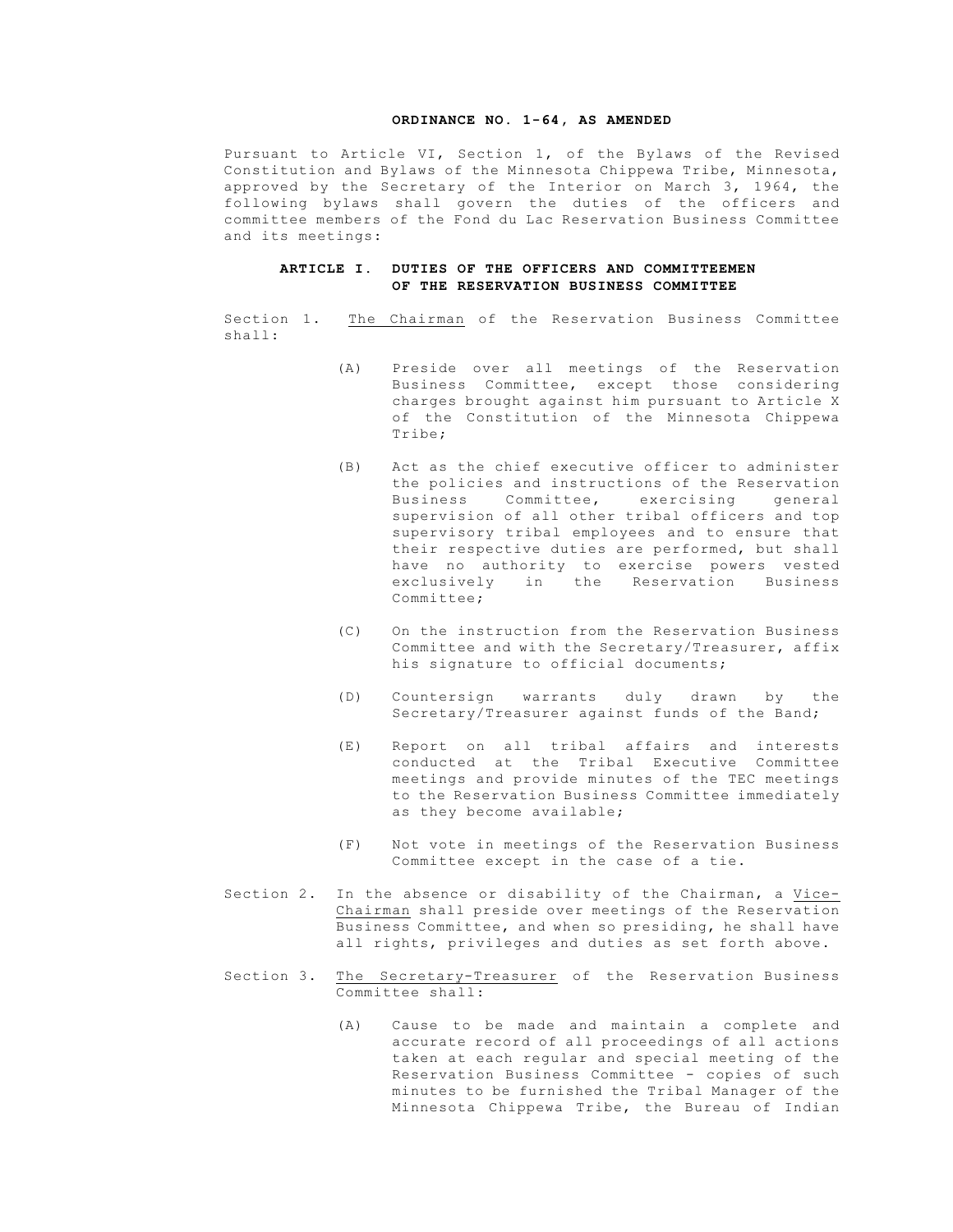# ORDINANCE NO. 1-64, AS AMENDED

Pursuant to Article VI, Section 1, of the Bylaws of the Revised Constitution and Bylaws of the Minnesota Chippewa Tribe, Minnesota, approved by the Secretary of the Interior on March 3, 1964, the following bylaws shall govern the duties of the officers and committee members of the Fond du Lac Reservation Business Committee and its meetings:

## ARTICLE I. DUTIES OF THE OFFICERS AND COMMITTEEMEN OF THE RESERVATION BUSINESS COMMITTEE

Section 1. The Chairman of the Reservation Business Committee shall:

(A) Preside over all meetings of the Reservation Business Committee, except those considering charges brought against him pursuant to Article X of the Constitution of the Minnesota Chippewa Tribe;

(B) Act as the chief executive officer to administer the policies and instructions of the Reservation Business Committee, exercising general supervision of all other tribal officers and top supervisory tribal employees and to ensure that their respective duties are performed, but shall have no authority to exercise powers vested exclusively in the Reservation Business Committee;

(C) On the instruction from the Reservation Business Committee and with the Secretary/Treasurer, affix his signature to official documents;

(D) Countersign warrants duly drawn by the Secretary/Treasurer against funds of the Band;

(E) Report on all tribal affairs and interests conducted at the Tribal Executive Committee meetings and provide minutes of the TEC meetings to the Reservation Business Committee immediately as they become available;

(F) Not vote in meetings of the Reservation Business Committee except in the case of a tie.

Section 2. In the absence or disability of the Chairman, a Vice-Chairman shall preside over meetings of the Reservation Business Committee, and when so presiding, he shall have all rights, privileges and duties as set forth above.

Section 3. The Secretary-Treasurer of the Reservation Business Committee shall:

(A) Cause to be made and maintain a complete and accurate record of all proceedings of all actions taken at each regular and special meeting of the Reservation Business Committee - copies of such minutes to be furnished the Tribal Manager of the Minnesota Chippewa Tribe, the Bureau of Indian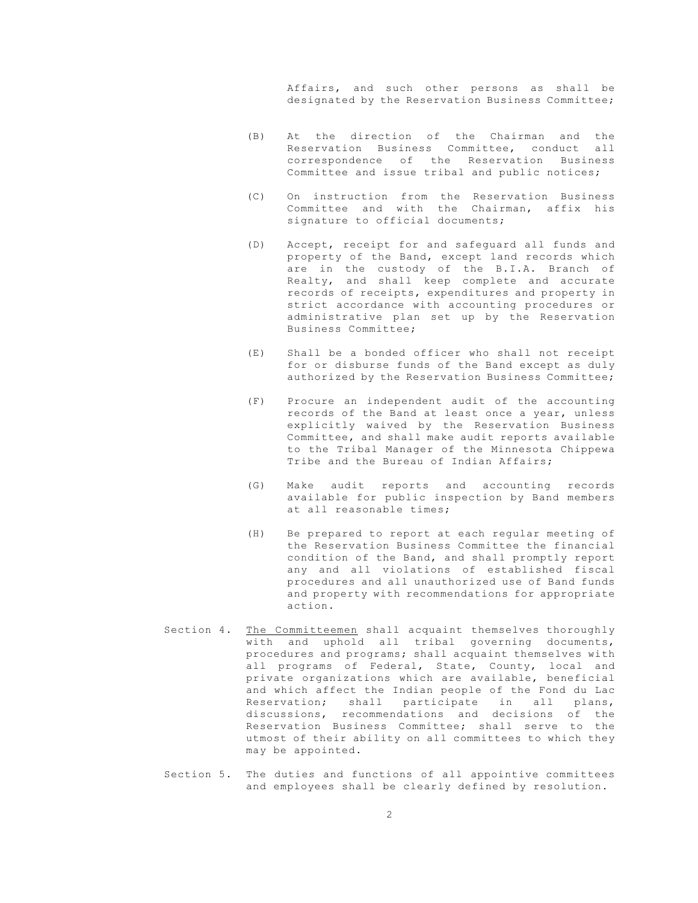Affairs, and such other persons as shall be designated by the Reservation Business Committee;

(B) At the direction of the Chairman and the Reservation Business Committee, conduct all correspondence of the Reservation Business Committee and issue tribal and public notices;

(C) On instruction from the Reservation Business Committee and with the Chairman, affix his signature to official documents;

(D) Accept, receipt for and safeguard all funds and property of the Band, except land records which are in the custody of the B.I.A. Branch of Realty, and shall keep complete and accurate records of receipts, expenditures and property in strict accordance with accounting procedures or administrative plan set up by the Reservation Business Committee;

(E) Shall be a bonded officer who shall not receipt for or disburse funds of the Band except as duly authorized by the Reservation Business Committee;

(F) Procure an independent audit of the accounting records of the Band at least once a year, unless explicitly waived by the Reservation Business Committee, and shall make audit reports available to the Tribal Manager of the Minnesota Chippewa Tribe and the Bureau of Indian Affairs;

(G) Make audit reports and accounting records available for public inspection by Band members at all reasonable times;

(H) Be prepared to report at each regular meeting of the Reservation Business Committee the financial condition of the Band, and shall promptly report any and all violations of established fiscal procedures and all unauthorized use of Band funds and property with recommendations for appropriate action.

Section 4. The Committeemen shall acquaint themselves thoroughly with and uphold all tribal governing documents, procedures and programs; shall acquaint themselves with all programs of Federal, State, County, local and private organizations which are available, beneficial and which affect the Indian people of the Fond du Lac Reservation; shall participate in all plans, discussions, recommendations and decisions of the Reservation Business Committee; shall serve to the utmost of their ability on all committees to which they may be appointed.

Section 5. The duties and functions of all appointive committees and employees shall be clearly defined by resolution.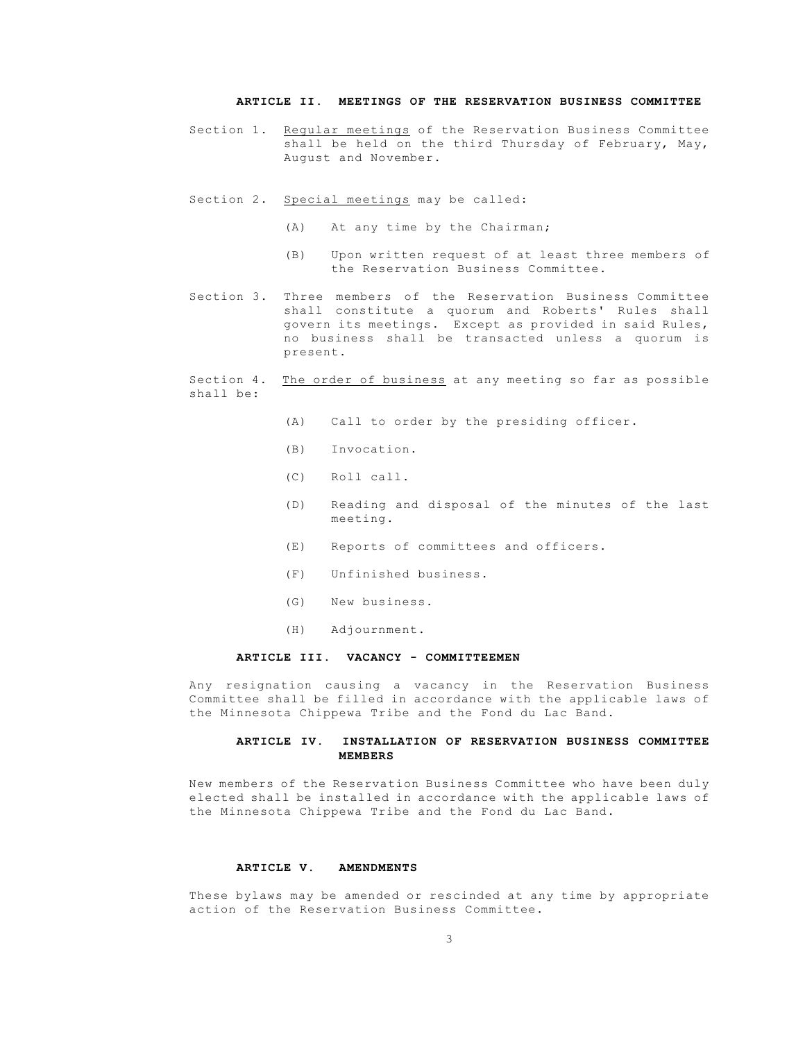## ARTICLE II. MEETINGS OF THE RESERVATION BUSINESS COMMITTEE

Section 1. Regular meetings of the Reservation Business Committee shall be held on the third Thursday of February, May, August and November.

Section 2. Special meetings may be called:

(A) At any time by the Chairman;

(B) Upon written request of at least three members of the Reservation Business Committee.

Section 3. Three members of the Reservation Business Committee shall constitute a quorum and Roberts' Rules shall govern its meetings. Except as provided in said Rules, no business shall be transacted unless a quorum is present.

Section 4. The order of business at any meeting so far as possible shall be:

(A) Call to order by the presiding officer.

(B) Invocation.

(C) Roll call.

(D) Reading and disposal of the minutes of the last meeting.

(E) Reports of committees and officers.

(F) Unfinished business.

(G) New business.

(H) Adjournment.

## ARTICLE III. VACANCY - COMMITTEEMEN

Any resignation causing a vacancy in the Reservation Business Committee shall be filled in accordance with the applicable laws of the Minnesota Chippewa Tribe and the Fond du Lac Band.

## ARTICLE IV. INSTALLATION OF RESERVATION BUSINESS COMMITTEE MEMBERS

New members of the Reservation Business Committee who have been duly elected shall be installed in accordance with the applicable laws of the Minnesota Chippewa Tribe and the Fond du Lac Band.

## ARTICLE V. AMENDMENTS

These bylaws may be amended or rescinded at any time by appropriate action of the Reservation Business Committee.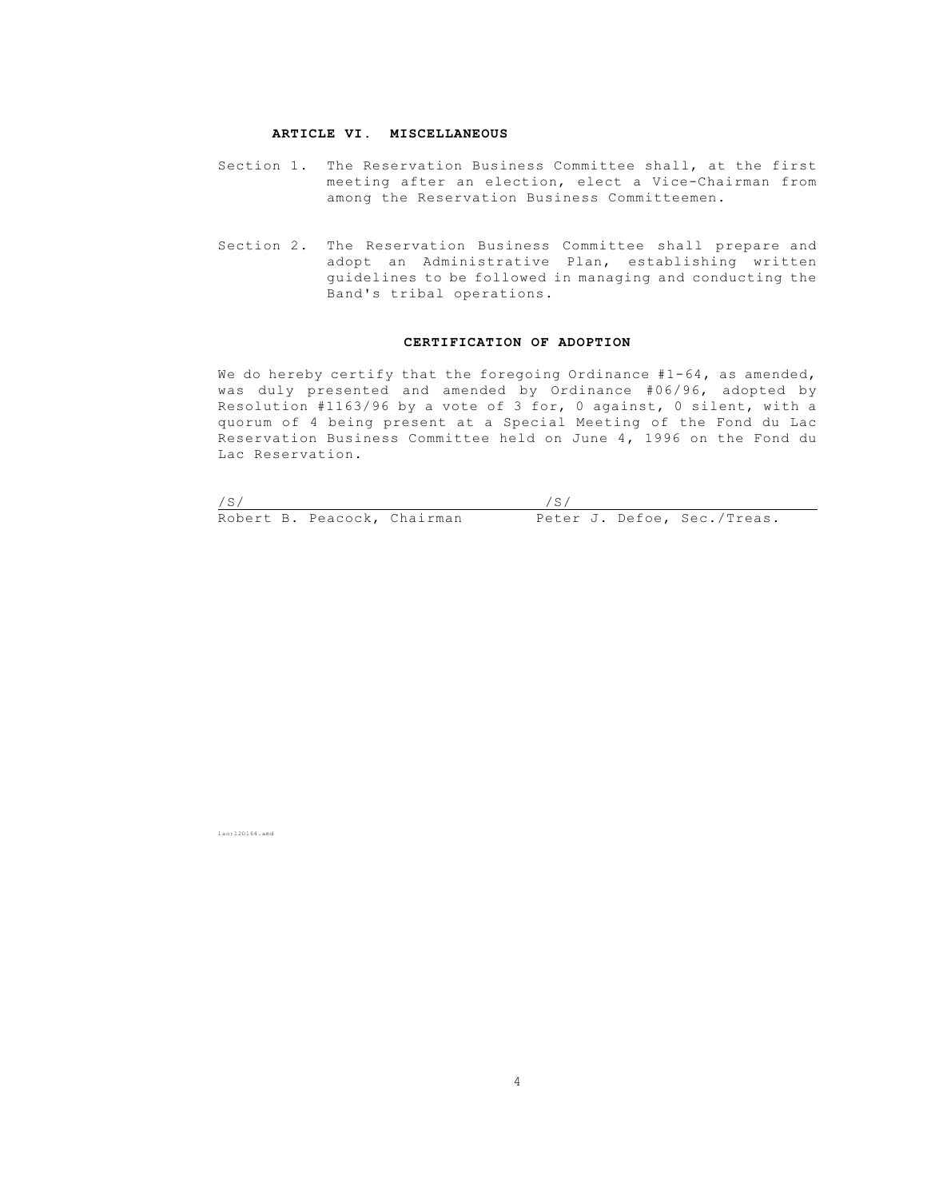## ARTICLE VI. MISCELLANEOUS

Section 1. The Reservation Business Committee shall, at the first meeting after an election, elect a Vice-Chairman from among the Reservation Business Committeemen.

Section 2. The Reservation Business Committee shall prepare and adopt an Administrative Plan, establishing written guidelines to be followed in managing and conducting the Band's tribal operations.

## CERTIFICATION OF ADOPTION

We do hereby certify that the foregoing Ordinance #1-64, as amended, was duly presented and amended by Ordinance #06/96, adopted by Resolution #1163/96 by a vote of 3 for, 0 against, 0 silent, with a quorum of 4 being present at a Special Meeting of the Fond du Lac Reservation Business Committee held on June 4, 1996 on the Fond du Lac Reservation.

/S/
Robert B. Peacock, Chairman

/S/
Peter J. Defoe, Sec./Treas.

lao:120164.and